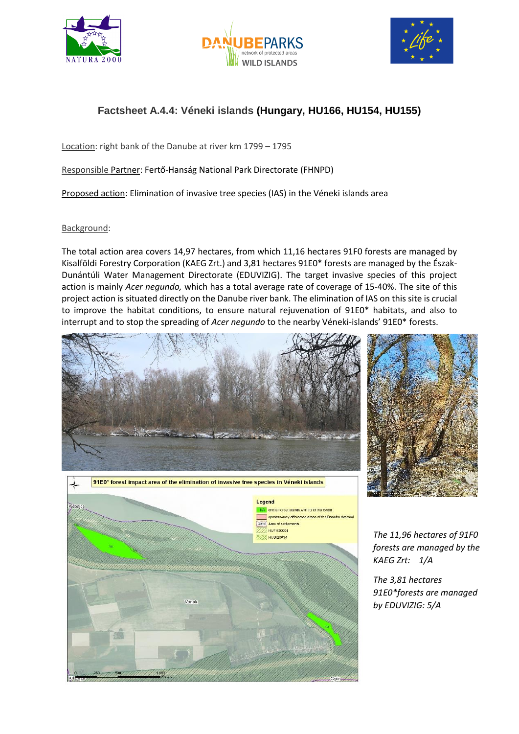## Factsheet A.4.4: Véneki islands **(Hungary, HU166, HU154, HU155)**

Location: right bank of the Danube at river km 1799 – 1795

Responsible Partner: Fertő-Hanság National Park Directorate (FHNPD)

Proposed action: Elimination of invasive tree species (IAS) in the Véneki islands area

Background:

The total action area covers 14,97 hectares, from which 11,16 hectares 91F0 forests are managed by Kisalföldi Forestry Corporation (KAEG Zrt.) and 3,81 hectares 91E0* forests are managed by the Észak-Dunántúli Water Management Directorate (EDUVIZIG). The target invasive species of this project action is mainly *Acer negundo,* which has a total average rate of coverage of 15-40%. The site of this project action is situated directly on the Danube river bank. The elimination of IAS on this site is crucial to improve the habitat conditions, to ensure natural rejuvenation of 91E0* habitats, and also to interrupt and to stop the spreading of *Acer negundo* to the nearby Véneki-islands' 91E0* forests.

*The 11,96 hectares of 91F0 forests are managed by the KAEG Zrt: 1/A*

*The 3,81 hectares 91E0\*forests are managed by EDUVIZIG: 5/A*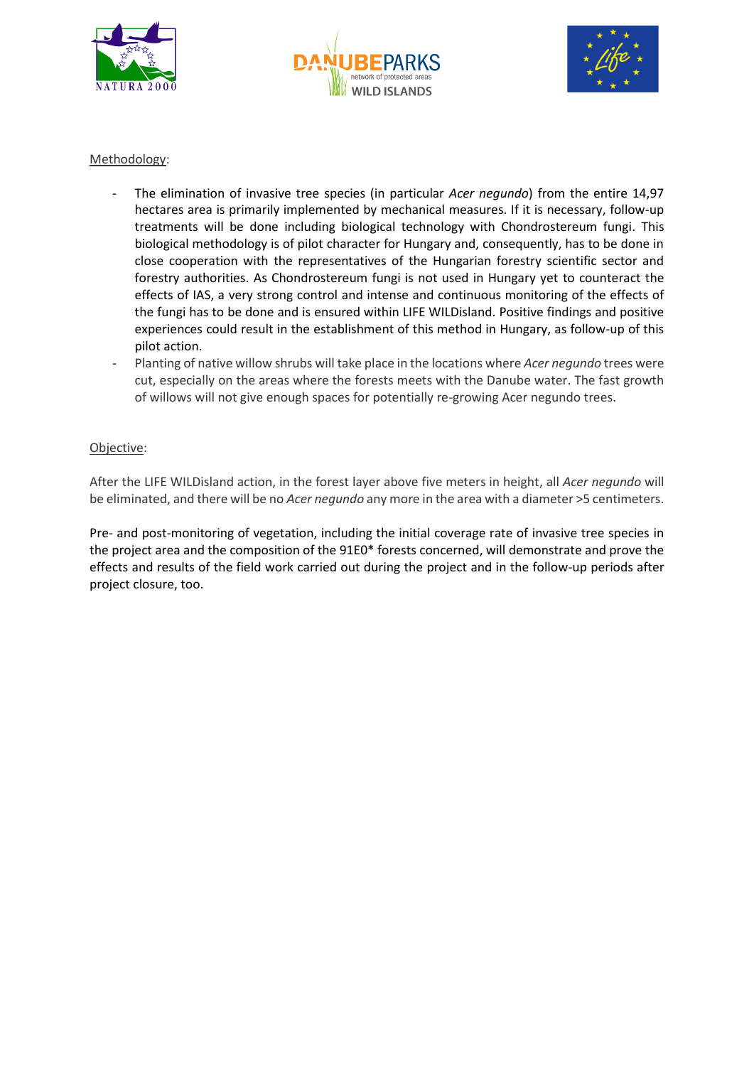Methodology:

- The elimination of invasive tree species (in particular *Acer negundo*) from the entire 14,97 hectares area is primarily implemented by mechanical measures. If it is necessary, follow-up treatments will be done including biological technology with Chondrostereum fungi. This biological methodology is of pilot character for Hungary and, consequently, has to be done in close cooperation with the representatives of the Hungarian forestry scientific sector and forestry authorities. As Chondrostereum fungi is not used in Hungary yet to counteract the effects of IAS, a very strong control and intense and continuous monitoring of the effects of the fungi has to be done and is ensured within LIFE WILDisland. Positive findings and positive experiences could result in the establishment of this method in Hungary, as follow-up of this pilot action.
- Planting of native willow shrubs will take place in the locations where *Acer negundo* trees were cut, especially on the areas where the forests meets with the Danube water. The fast growth of willows will not give enough spaces for potentially re-growing Acer negundo trees.

Objective:

After the LIFE WILDisland action, in the forest layer above five meters in height, all *Acer negundo* will be eliminated, and there will be no *Acer negundo* any more in the area with a diameter >5 centimeters.

Pre- and post-monitoring of vegetation, including the initial coverage rate of invasive tree species in the project area and the composition of the 91E0* forests concerned, will demonstrate and prove the effects and results of the field work carried out during the project and in the follow-up periods after project closure, too.